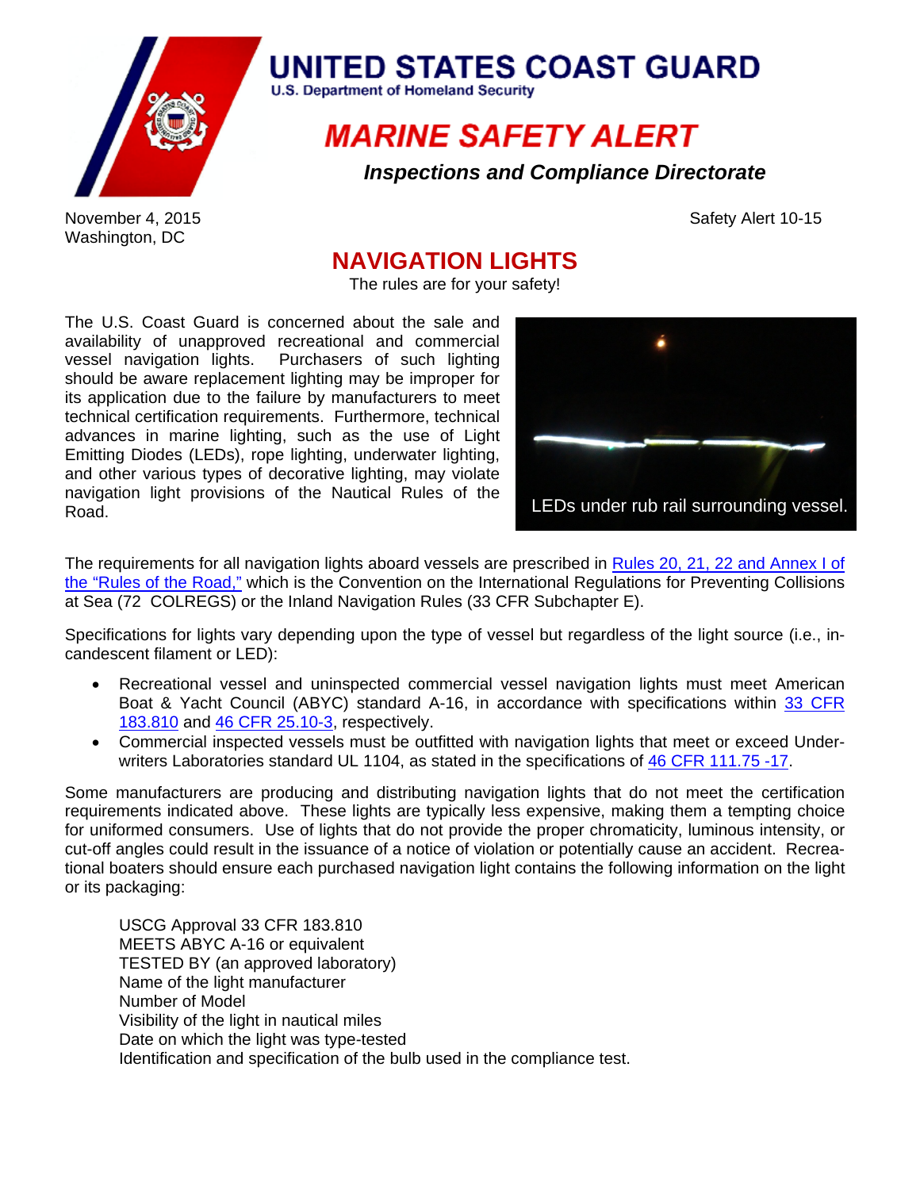# UNITED STATES COAST GUARD

U.S. Department of Homeland Security

## MARINE SAFETY ALERT

***Inspections and Compliance Directorate***

November 4, 2015
Washington, DC

Safety Alert 10-15

## NAVIGATION LIGHTS

The rules are for your safety!

The U.S. Coast Guard is concerned about the sale and availability of unapproved recreational and commercial vessel navigation lights. Purchasers of such lighting should be aware replacement lighting may be improper for its application due to the failure by manufacturers to meet technical certification requirements. Furthermore, technical advances in marine lighting, such as the use of Light Emitting Diodes (LEDs), rope lighting, underwater lighting, and other various types of decorative lighting, may violate navigation light provisions of the Nautical Rules of the Road.

LEDs under rub rail surrounding vessel.

The requirements for all navigation lights aboard vessels are prescribed in Rules 20, 21, 22 and Annex I of the "Rules of the Road," which is the Convention on the International Regulations for Preventing Collisions at Sea (72 COLREGS) or the Inland Navigation Rules (33 CFR Subchapter E).

Specifications for lights vary depending upon the type of vessel but regardless of the light source (i.e., incandescent filament or LED):

- Recreational vessel and uninspected commercial vessel navigation lights must meet American Boat & Yacht Council (ABYC) standard A-16, in accordance with specifications within 33 CFR 183.810 and 46 CFR 25.10-3, respectively.
- Commercial inspected vessels must be outfitted with navigation lights that meet or exceed Underwriters Laboratories standard UL 1104, as stated in the specifications of 46 CFR 111.75 -17.

Some manufacturers are producing and distributing navigation lights that do not meet the certification requirements indicated above. These lights are typically less expensive, making them a tempting choice for uniformed consumers. Use of lights that do not provide the proper chromaticity, luminous intensity, or cut-off angles could result in the issuance of a notice of violation or potentially cause an accident. Recreational boaters should ensure each purchased navigation light contains the following information on the light or its packaging:

USCG Approval 33 CFR 183.810
MEETS ABYC A-16 or equivalent
TESTED BY (an approved laboratory)
Name of the light manufacturer
Number of Model
Visibility of the light in nautical miles
Date on which the light was type-tested
Identification and specification of the bulb used in the compliance test.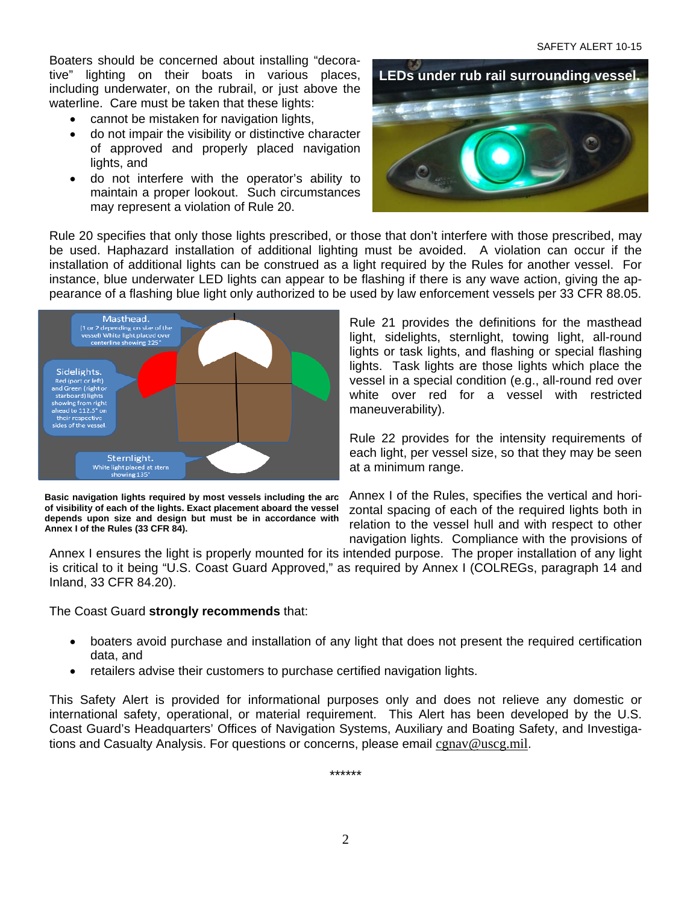Boaters should be concerned about installing "decorative" lighting on their boats in various places, including underwater, on the rubrail, or just above the waterline. Care must be taken that these lights:

- cannot be mistaken for navigation lights,
- do not impair the visibility or distinctive character of approved and properly placed navigation lights, and
- do not interfere with the operator's ability to maintain a proper lookout. Such circumstances may represent a violation of Rule 20.

LEDs under rub rail surrounding vessel.

Rule 20 specifies that only those lights prescribed, or those that don't interfere with those prescribed, may be used. Haphazard installation of additional lighting must be avoided. A violation can occur if the installation of additional lights can be construed as a light required by the Rules for another vessel. For instance, blue underwater LED lights can appear to be flashing if there is any wave action, giving the appearance of a flashing blue light only authorized to be used by law enforcement vessels per 33 CFR 88.05.

Masthead. (1 or 2 depending on size of the vessel) White light placed over centerline showing 225°

Sidelights. Red (port or left) and Green (right or starboard) lights showing from right ahead to 112.5° on their respective sides of the vessel.

Sternlight. White light placed at stern showing 135°

**Basic navigation lights required by most vessels including the arc of visibility of each of the lights. Exact placement aboard the vessel depends upon size and design but must be in accordance with Annex I of the Rules (33 CFR 84).**

Rule 21 provides the definitions for the masthead light, sidelights, sternlight, towing light, all-round lights or task lights, and flashing or special flashing lights. Task lights are those lights which place the vessel in a special condition (e.g., all-round red over white over red for a vessel with restricted maneuverability).

Rule 22 provides for the intensity requirements of each light, per vessel size, so that they may be seen at a minimum range.

Annex I of the Rules, specifies the vertical and horizontal spacing of each of the required lights both in relation to the vessel hull and with respect to other navigation lights. Compliance with the provisions of Annex I ensures the light is properly mounted for its intended purpose. The proper installation of any light is critical to it being "U.S. Coast Guard Approved," as required by Annex I (COLREGs, paragraph 14 and Inland, 33 CFR 84.20).

The Coast Guard **strongly recommends** that:

- boaters avoid purchase and installation of any light that does not present the required certification data, and
- retailers advise their customers to purchase certified navigation lights.

This Safety Alert is provided for informational purposes only and does not relieve any domestic or international safety, operational, or material requirement. This Alert has been developed by the U.S. Coast Guard's Headquarters' Offices of Navigation Systems, Auxiliary and Boating Safety, and Investigations and Casualty Analysis. For questions or concerns, please email cgnav@uscg.mil.

******